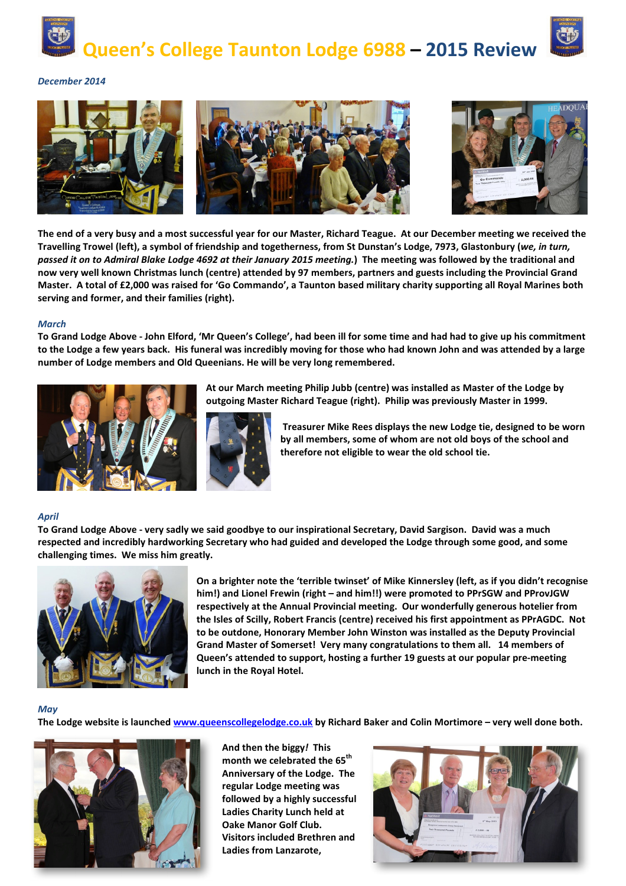# Queen's College Taunton Lodge 6988 – 2015 Review

*December 2014*

**The end of a very busy and a most successful year for our Master, Richard Teague. At our December meeting we received the Travelling Trowel (left), a symbol of friendship and togetherness, from St Dunstan's Lodge, 7973, Glastonbury (*we, in turn, passed it on to Admiral Blake Lodge 4692 at their January 2015 meeting.*) The meeting was followed by the traditional and now very well known Christmas lunch (centre) attended by 97 members, partners and guests including the Provincial Grand Master. A total of £2,000 was raised for 'Go Commando', a Taunton based military charity supporting all Royal Marines both serving and former, and their families (right).**

*March*

**To Grand Lodge Above - John Elford, 'Mr Queen's College', had been ill for some time and had had to give up his commitment to the Lodge a few years back. His funeral was incredibly moving for those who had known John and was attended by a large number of Lodge members and Old Queenians. He will be very long remembered.**

**At our March meeting Philip Jubb (centre) was installed as Master of the Lodge by outgoing Master Richard Teague (right). Philip was previously Master in 1999.**

**Treasurer Mike Rees displays the new Lodge tie, designed to be worn by all members, some of whom are not old boys of the school and therefore not eligible to wear the old school tie.**

*April*

**To Grand Lodge Above - very sadly we said goodbye to our inspirational Secretary, David Sargison. David was a much respected and incredibly hardworking Secretary who had guided and developed the Lodge through some good, and some challenging times. We miss him greatly.**

**On a brighter note the 'terrible twinset' of Mike Kinnersley (left, as if you didn't recognise him!) and Lionel Frewin (right – and him!!) were promoted to PPrSGW and PProvJGW respectively at the Annual Provincial meeting. Our wonderfully generous hotelier from the Isles of Scilly, Robert Francis (centre) received his first appointment as PPrAGDC. Not to be outdone, Honorary Member John Winston was installed as the Deputy Provincial Grand Master of Somerset! Very many congratulations to them all. 14 members of Queen's attended to support, hosting a further 19 guests at our popular pre-meeting lunch in the Royal Hotel.**

*May*

**The Lodge website is launched [www.queenscollegelodge.co.uk](http://www.queenscollegelodge.co.uk) by Richard Baker and Colin Mortimore – very well done both.**

**And then the biggy*!* This month we celebrated the 65th Anniversary of the Lodge. The regular Lodge meeting was followed by a highly successful Ladies Charity Lunch held at Oake Manor Golf Club. Visitors included Brethren and Ladies from Lanzarote,**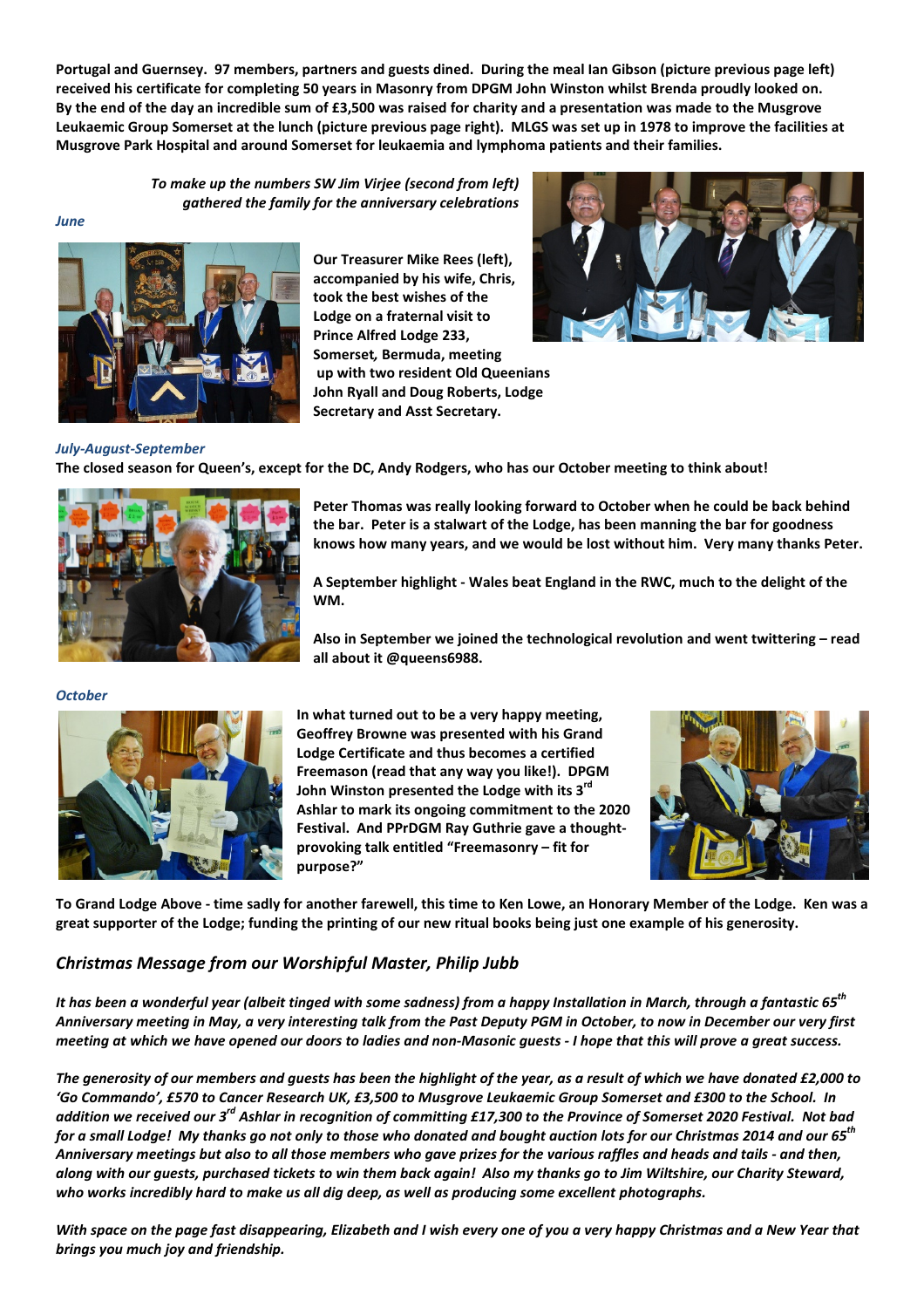**Portugal and Guernsey. 97 members, partners and guests dined. During the meal Ian Gibson (picture previous page left) received his certificate for completing 50 years in Masonry from DPGM John Winston whilst Brenda proudly looked on. By the end of the day an incredible sum of £3,500 was raised for charity and a presentation was made to the Musgrove Leukaemic Group Somerset at the lunch (picture previous page right). MLGS was set up in 1978 to improve the facilities at Musgrove Park Hospital and around Somerset for leukaemia and lymphoma patients and their families.**

***To make up the numbers SW Jim Virjee (second from left) gathered the family for the anniversary celebrations***

***June***

**Our Treasurer Mike Rees (left), accompanied by his wife, Chris, took the best wishes of the Lodge on a fraternal visit to Prince Alfred Lodge 233, Somerset, Bermuda, meeting up with two resident Old Queenians John Ryall and Doug Roberts, Lodge Secretary and Asst Secretary.**

***July-August-September***

**The closed season for Queen's, except for the DC, Andy Rodgers, who has our October meeting to think about!**

**Peter Thomas was really looking forward to October when he could be back behind the bar. Peter is a stalwart of the Lodge, has been manning the bar for goodness knows how many years, and we would be lost without him. Very many thanks Peter.**

**A September highlight - Wales beat England in the RWC, much to the delight of the WM.**

**Also in September we joined the technological revolution and went twittering – read all about it @queens6988.**

***October***

**In what turned out to be a very happy meeting, Geoffrey Browne was presented with his Grand Lodge Certificate and thus becomes a certified Freemason (read that any way you like!). DPGM John Winston presented the Lodge with its 3rd Ashlar to mark its ongoing commitment to the 2020 Festival. And PPrDGM Ray Guthrie gave a thought-provoking talk entitled "Freemasonry – fit for purpose?"**

**To Grand Lodge Above - time sadly for another farewell, this time to Ken Lowe, an Honorary Member of the Lodge. Ken was a great supporter of the Lodge; funding the printing of our new ritual books being just one example of his generosity.**

## *Christmas Message from our Worshipful Master, Philip Jubb*

***It has been a wonderful year (albeit tinged with some sadness) from a happy Installation in March, through a fantastic 65th Anniversary meeting in May, a very interesting talk from the Past Deputy PGM in October, to now in December our very first meeting at which we have opened our doors to ladies and non-Masonic guests - I hope that this will prove a great success.***

***The generosity of our members and guests has been the highlight of the year, as a result of which we have donated £2,000 to 'Go Commando', £570 to Cancer Research UK, £3,500 to Musgrove Leukaemic Group Somerset and £300 to the School. In addition we received our 3rd Ashlar in recognition of committing £17,300 to the Province of Somerset 2020 Festival. Not bad for a small Lodge! My thanks go not only to those who donated and bought auction lots for our Christmas 2014 and our 65th Anniversary meetings but also to all those members who gave prizes for the various raffles and heads and tails - and then, along with our guests, purchased tickets to win them back again! Also my thanks go to Jim Wiltshire, our Charity Steward, who works incredibly hard to make us all dig deep, as well as producing some excellent photographs.***

***With space on the page fast disappearing, Elizabeth and I wish every one of you a very happy Christmas and a New Year that brings you much joy and friendship.***